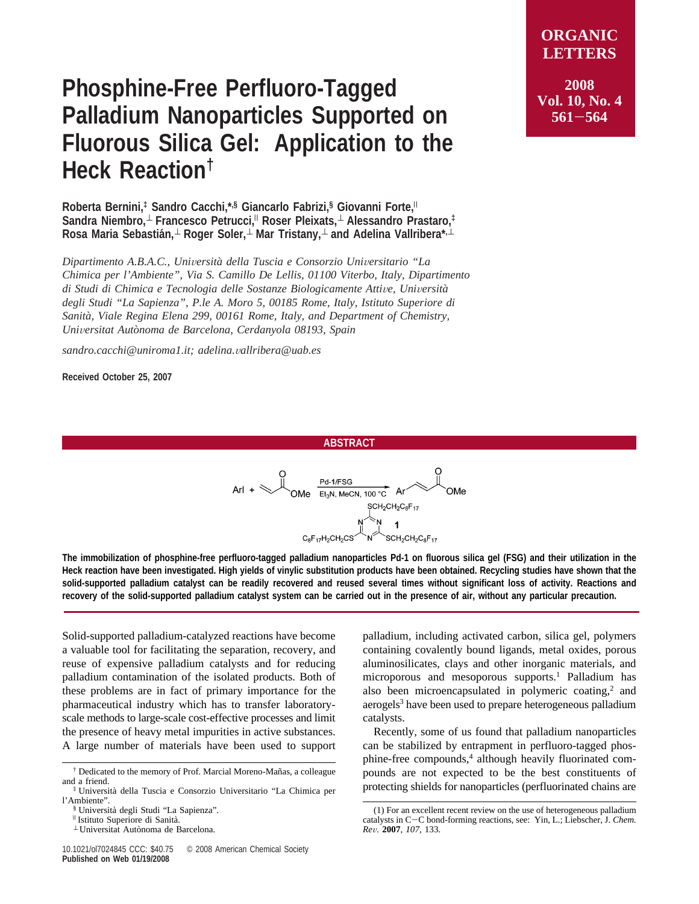# Phosphine-Free Perfluoro-Tagged Palladium Nanoparticles Supported on Fluorous Silica Gel: Application to the Heck Reaction[†]

**Roberta Bernini,[‡] Sandro Cacchi,[*,§] Giancarlo Fabrizi,[§] Giovanni Forte,[∥] Sandra Niembro,[⊥] Francesco Petrucci,[∥] Roser Pleixats,[⊥] Alessandro Prastaro,[‡] Rosa Maria Sebastián,[⊥] Roger Soler,[⊥] Mar Tristany,[⊥] and Adelina Vallribera[*,⊥]**

*Dipartimento A.B.A.C., Università della Tuscia e Consorzio Universitario "La Chimica per l'Ambiente", Via S. Camillo De Lellis, 01100 Viterbo, Italy, Dipartimento di Studi di Chimica e Tecnologia delle Sostanze Biologicamente Attive, Università degli Studi "La Sapienza", P.le A. Moro 5, 00185 Rome, Italy, Istituto Superiore di Sanità, Viale Regina Elena 299, 00161 Rome, Italy, and Department of Chemistry, Universitat Autònoma de Barcelona, Cerdanyola 08193, Spain*

*sandro.cacchi@uniroma1.it; adelina.vallribera@uab.es*

**Received October 25, 2007**

## ABSTRACT

**The immobilization of phosphine-free perfluoro-tagged palladium nanoparticles Pd-1 on fluorous silica gel (FSG) and their utilization in the Heck reaction have been investigated. High yields of vinylic substitution products have been obtained. Recycling studies have shown that the solid-supported palladium catalyst can be readily recovered and reused several times without significant loss of activity. Reactions and recovery of the solid-supported palladium catalyst system can be carried out in the presence of air, without any particular precaution.**

Solid-supported palladium-catalyzed reactions have become a valuable tool for facilitating the separation, recovery, and reuse of expensive palladium catalysts and for reducing palladium contamination of the isolated products. Both of these problems are in fact of primary importance for the pharmaceutical industry which has to transfer laboratory-scale methods to large-scale cost-effective processes and limit the presence of heavy metal impurities in active substances. A large number of materials have been used to support palladium, including activated carbon, silica gel, polymers containing covalently bound ligands, metal oxides, porous aluminosilicates, clays and other inorganic materials, and microporous and mesoporous supports.[1] Palladium has also been microencapsulated in polymeric coating,[2] and aerogels[3] have been used to prepare heterogeneous palladium catalysts.

Recently, some of us found that palladium nanoparticles can be stabilized by entrapment in perfluoro-tagged phosphine-free compounds,[4] although heavily fluorinated compounds are not expected to be the best constituents of protecting shields for nanoparticles (perfluorinated chains are

[†] Dedicated to the memory of Prof. Marcial Moreno-Mañas, a colleague and a friend.

[‡] Università della Tuscia e Consorzio Universitario "La Chimica per l'Ambiente".

[§] Università degli Studi "La Sapienza".

[∥] Istituto Superiore di Sanità.

[⊥] Universitat Autònoma de Barcelona.

(1) For an excellent recent review on the use of heterogeneous palladium catalysts in C−C bond-forming reactions, see: Yin, L.; Liebscher, J. *Chem. Rev.* **2007**, *107*, 133.

10.1021/ol7024845 CCC: $40.75 © 2008 American Chemical Society
**Published on Web 01/19/2008**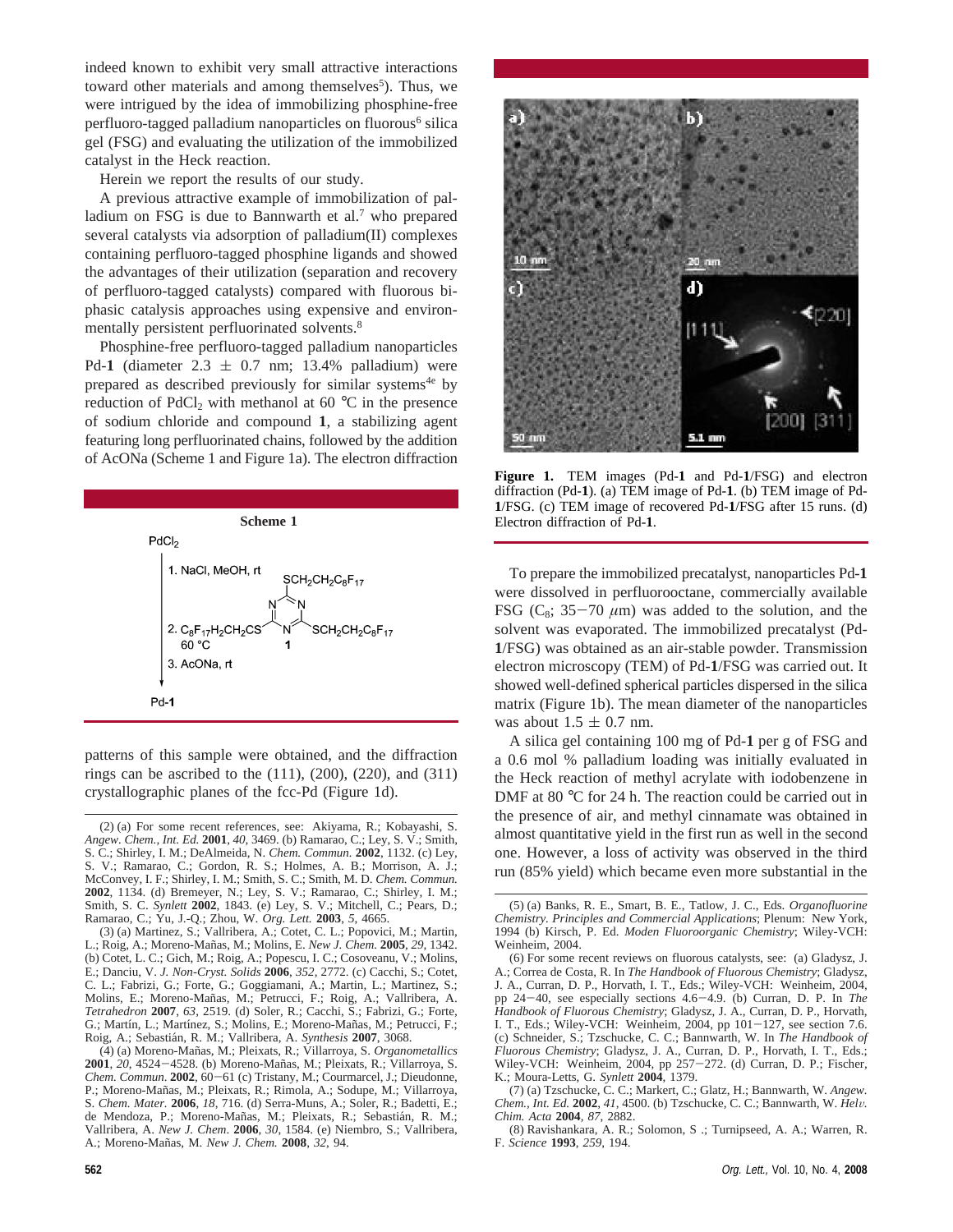indeed known to exhibit very small attractive interactions toward other materials and among themselves[5]). Thus, we were intrigued by the idea of immobilizing phosphine-free perfluoro-tagged palladium nanoparticles on fluorous[6] silica gel (FSG) and evaluating the utilization of the immobilized catalyst in the Heck reaction.

Herein we report the results of our study.

A previous attractive example of immobilization of palladium on FSG is due to Bannwarth et al.[7] who prepared several catalysts via adsorption of palladium(II) complexes containing perfluoro-tagged phosphine ligands and showed the advantages of their utilization (separation and recovery of perfluoro-tagged catalysts) compared with fluorous biphasic catalysis approaches using expensive and environmentally persistent perfluorinated solvents.[8]

Phosphine-free perfluoro-tagged palladium nanoparticles Pd-**1** (diameter 2.3 ± 0.7 nm; 13.4% palladium) were prepared as described previously for similar systems[4e] by reduction of $PdCl_2$ with methanol at 60 °C in the presence of sodium chloride and compound **1**, a stabilizing agent featuring long perfluorinated chains, followed by the addition of AcONa (Scheme 1 and Figure 1a). The electron diffraction patterns of this sample were obtained, and the diffraction rings can be ascribed to the (111), (200), (220), and (311) crystallographic planes of the fcc-Pd (Figure 1d).

**Scheme 1**

$PdCl_2$ → 1. NaCl, MeOH, rt; 2. $C_8F_{17}H_2CH_2CS$-triazine (**1**, tris-$SCH_2CH_2C_8F_{17}$), 60 °C; 3. AcONa, rt → Pd-**1**

**Figure 1.** TEM images (Pd-**1** and Pd-**1**/FSG) and electron diffraction (Pd-**1**). (a) TEM image of Pd-**1**. (b) TEM image of Pd-**1**/FSG. (c) TEM image of recovered Pd-**1**/FSG after 15 runs. (d) Electron diffraction of Pd-**1**.

To prepare the immobilized precatalyst, nanoparticles Pd-**1** were dissolved in perfluorooctane, commercially available FSG ($C_8$; 35−70 μm) was added to the solution, and the solvent was evaporated. The immobilized precatalyst (Pd-**1**/FSG) was obtained as an air-stable powder. Transmission electron microscopy (TEM) of Pd-**1**/FSG was carried out. It showed well-defined spherical particles dispersed in the silica matrix (Figure 1b). The mean diameter of the nanoparticles was about 1.5 ± 0.7 nm.

A silica gel containing 100 mg of Pd-**1** per g of FSG and a 0.6 mol % palladium loading was initially evaluated in the Heck reaction of methyl acrylate with iodobenzene in DMF at 80 °C for 24 h. The reaction could be carried out in the presence of air, and methyl cinnamate was obtained in almost quantitative yield in the first run as well in the second one. However, a loss of activity was observed in the third run (85% yield) which became even more substantial in the

(2) (a) For some recent references, see: Akiyama, R.; Kobayashi, S. *Angew. Chem., Int. Ed.* **2001**, *40*, 3469. (b) Ramarao, C.; Ley, S. V.; Smith, S. C.; Shirley, I. M.; DeAlmeida, N. *Chem. Commun.* **2002**, 1132. (c) Ley, S. V.; Ramarao, C.; Gordon, R. S.; Holmes, A. B.; Morrison, A. J.; McConvey, I. F.; Shirley, I. M.; Smith, S. C.; Smith, M. D. *Chem. Commun.* **2002**, 1134. (d) Bremeyer, N.; Ley, S. V.; Ramarao, C.; Shirley, I. M.; Smith, S. C. *Synlett* **2002**, 1843. (e) Ley, S. V.; Mitchell, C.; Pears, D.; Ramarao, C.; Yu, J.-Q.; Zhou, W. *Org. Lett.* **2003**, *5*, 4665.

(3) (a) Martinez, S.; Vallribera, A.; Cotet, C. L.; Popovici, M.; Martin, L.; Roig, A.; Moreno-Mañas, M.; Molins, E. *New J. Chem.* **2005**, *29*, 1342. (b) Cotet, L. C.; Gich, M.; Roig, A.; Popescu, I. C.; Cosoveanu, V.; Molins, E.; Danciu, V. *J. Non-Cryst. Solids* **2006**, *352*, 2772. (c) Cacchi, S.; Cotet, C. L.; Fabrizi, G.; Forte, G.; Goggiamani, A.; Martin, L.; Martinez, S.; Molins, E.; Moreno-Mañas, M.; Petrucci, F.; Roig, A.; Vallribera, A. *Tetrahedron* **2007**, *63*, 2519. (d) Soler, R.; Cacchi, S.; Fabrizi, G.; Forte, G.; Martín, L.; Martínez, S.; Molins, E.; Moreno-Mañas, M.; Petrucci, F.; Roig, A.; Sebastián, R. M.; Vallribera, A. *Synthesis* **2007**, 3068.

(4) (a) Moreno-Mañas, M.; Pleixats, R.; Villarroya, S. *Organometallics* **2001**, *20*, 4524−4528. (b) Moreno-Mañas, M.; Pleixats, R.; Villarroya, S. *Chem. Commun.* **2002**, 60−61 (c) Tristany, M.; Courmarcel, J.; Dieudonne, P.; Moreno-Mañas, M.; Pleixats, R.; Rimola, A.; Sodupe, M.; Villarroya, S. *Chem. Mater.* **2006**, *18*, 716. (d) Serra-Muns, A.; Soler, R.; Badetti, E.; de Mendoza, P.; Moreno-Mañas, M.; Pleixats, R.; Sebastián, R. M.; Vallribera, A. *New J. Chem*. **2006**, *30*, 1584. (e) Niembro, S.; Vallribera, A.; Moreno-Mañas, M. *New J. Chem.* **2008**, *32*, 94.

(5) (a) Banks, R. E., Smart, B. E., Tatlow, J. C., Eds. *Organofluorine Chemistry. Principles and Commercial Applications*; Plenum: New York, 1994 (b) Kirsch, P. Ed. *Moden Fluoroorganic Chemistry*; Wiley-VCH: Weinheim, 2004.

(6) For some recent reviews on fluorous catalysts, see: (a) Gladysz, J. A.; Correa de Costa, R. In *The Handbook of Fluorous Chemistry*; Gladysz, J. A., Curran, D. P., Horvath, I. T., Eds.; Wiley-VCH: Weinheim, 2004, pp 24−40, see especially sections 4.6−4.9. (b) Curran, D. P. In *The Handbook of Fluorous Chemistry*; Gladysz, J. A., Curran, D. P., Horvath, I. T., Eds.; Wiley-VCH: Weinheim, 2004, pp 101−127, see section 7.6. (c) Schneider, S.; Tzschucke, C. C.; Bannwarth, W. In *The Handbook of Fluorous Chemistry*; Gladysz, J. A., Curran, D. P., Horvath, I. T., Eds.; Wiley-VCH: Weinheim, 2004, pp 257−272. (d) Curran, D. P.; Fischer, K.; Moura-Letts, G. *Synlett* **2004**, 1379.

(7) (a) Tzschucke, C. C.; Markert, C.; Glatz, H.; Bannwarth, W. *Angew. Chem., Int. Ed.* **2002**, *41*, 4500. (b) Tzschucke, C. C.; Bannwarth, W. *Helv. Chim. Acta* **2004**, *87*, 2882.

(8) Ravishankara, A. R.; Solomon, S .; Turnipseed, A. A.; Warren, R. F. *Science* **1993**, *259*, 194.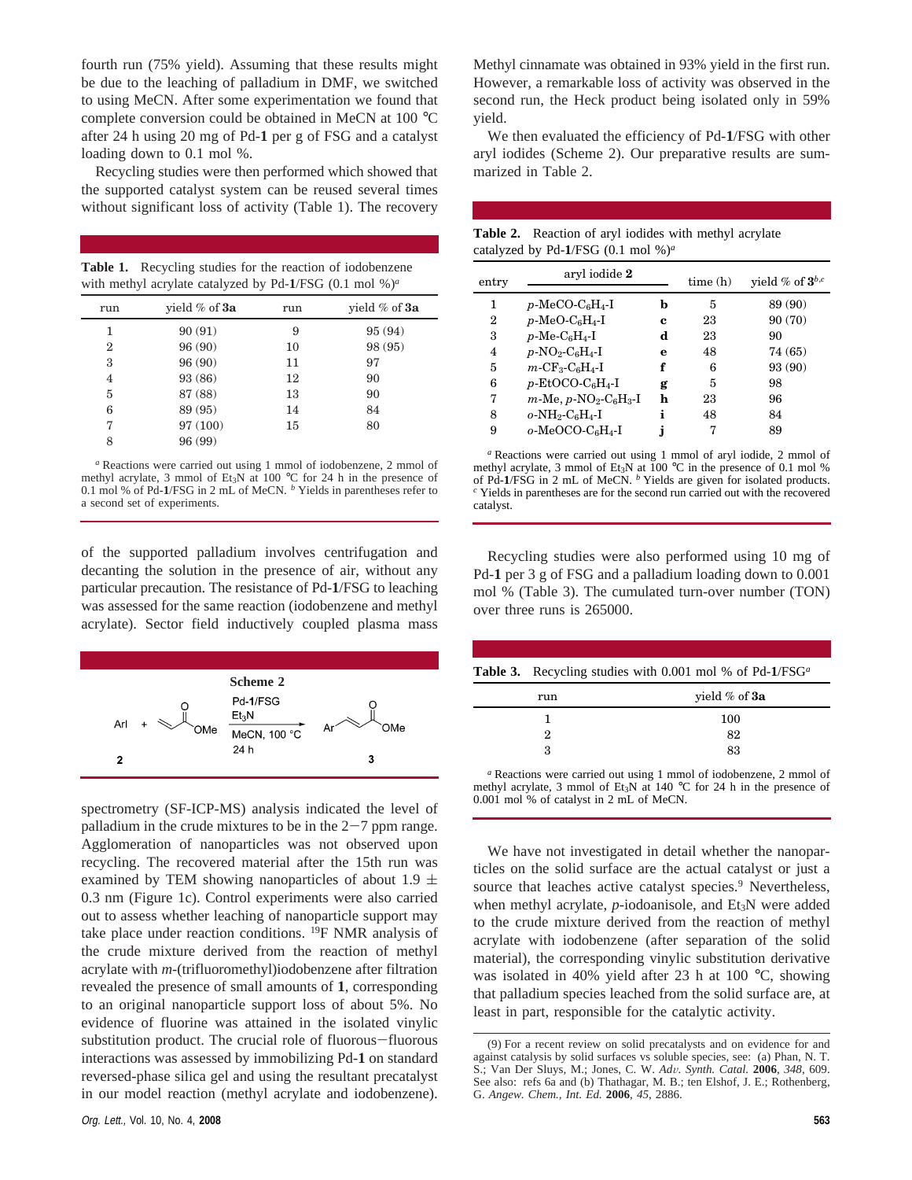fourth run (75% yield). Assuming that these results might be due to the leaching of palladium in DMF, we switched to using MeCN. After some experimentation we found that complete conversion could be obtained in MeCN at 100 °C after 24 h using 20 mg of Pd-**1** per g of FSG and a catalyst loading down to 0.1 mol %.

Recycling studies were then performed which showed that the supported catalyst system can be reused several times without significant loss of activity (Table 1). The recovery of the supported palladium involves centrifugation and decanting the solution in the presence of air, without any particular precaution. The resistance of Pd-**1**/FSG to leaching was assessed for the same reaction (iodobenzene and methyl acrylate). Sector field inductively coupled plasma mass spectrometry (SF-ICP-MS) analysis indicated the level of palladium in the crude mixtures to be in the 2−7 ppm range. Agglomeration of nanoparticles was not observed upon recycling. The recovered material after the 15th run was examined by TEM showing nanoparticles of about 1.9 ± 0.3 nm (Figure 1c). Control experiments were also carried out to assess whether leaching of nanoparticle support may take place under reaction conditions. $^{19}$F NMR analysis of the crude mixture derived from the reaction of methyl acrylate with *m*-(trifluoromethyl)iodobenzene after filtration revealed the presence of small amounts of **1**, corresponding to an original nanoparticle support loss of about 5%. No evidence of fluorine was attained in the isolated vinylic substitution product. The crucial role of fluorous−fluorous interactions was assessed by immobilizing Pd-**1** on standard reversed-phase silica gel and using the resultant precatalyst in our model reaction (methyl acrylate and iodobenzene).

**Table 1.** Recycling studies for the reaction of iodobenzene with methyl acrylate catalyzed by Pd-**1**/FSG (0.1 mol %)[a]

| run | yield % of **3a** | run | yield % of **3a** |
|---|---|---|---|
| 1 | 90 (91) | 9 | 95 (94) |
| 2 | 96 (90) | 10 | 98 (95) |
| 3 | 96 (90) | 11 | 97 |
| 4 | 93 (86) | 12 | 90 |
| 5 | 87 (88) | 13 | 90 |
| 6 | 89 (95) | 14 | 84 |
| 7 | 97 (100) | 15 | 80 |
| 8 | 96 (99) | | |

[a] Reactions were carried out using 1 mmol of iodobenzene, 2 mmol of methyl acrylate, 3 mmol of $Et_3N$ at 100 °C for 24 h in the presence of 0.1 mol % of Pd-**1**/FSG in 2 mL of MeCN. [b] Yields in parentheses refer to a second set of experiments.

**Scheme 2**

ArI (**2**) + methyl acrylate → (Pd-**1**/FSG, $Et_3N$, MeCN, 100 °C, 24 h) → Ar-CH=CH-CO$_2$Me (**3**)

Methyl cinnamate was obtained in 93% yield in the first run. However, a remarkable loss of activity was observed in the second run, the Heck product being isolated only in 59% yield.

We then evaluated the efficiency of Pd-**1**/FSG with other aryl iodides (Scheme 2). Our preparative results are summarized in Table 2.

**Table 2.** Reaction of aryl iodides with methyl acrylate catalyzed by Pd-**1**/FSG (0.1 mol %)[a]

| entry | aryl iodide **2** | | time (h) | yield % of **3**[b,c] |
|---|---|---|---|---|
| 1 | *p*-MeCO-$C_6H_4$-I | **b** | 5 | 89 (90) |
| 2 | *p*-MeO-$C_6H_4$-I | **c** | 23 | 90 (70) |
| 3 | *p*-Me-$C_6H_4$-I | **d** | 23 | 90 |
| 4 | *p*-$NO_2$-$C_6H_4$-I | **e** | 48 | 74 (65) |
| 5 | *m*-$CF_3$-$C_6H_4$-I | **f** | 6 | 93 (90) |
| 6 | *p*-EtOCO-$C_6H_4$-I | **g** | 5 | 98 |
| 7 | *m*-Me, *p*-$NO_2$-$C_6H_3$-I | **h** | 23 | 96 |
| 8 | *o*-$NH_2$-$C_6H_4$-I | **i** | 48 | 84 |
| 9 | *o*-MeOCO-$C_6H_4$-I | **j** | 7 | 89 |

[a] Reactions were carried out using 1 mmol of aryl iodide, 2 mmol of methyl acrylate, 3 mmol of $Et_3N$ at 100 °C in the presence of 0.1 mol % of Pd-**1**/FSG in 2 mL of MeCN. [b] Yields are given for isolated products. [c] Yields in parentheses are for the second run carried out with the recovered catalyst.

Recycling studies were also performed using 10 mg of Pd-**1** per 3 g of FSG and a palladium loading down to 0.001 mol % (Table 3). The cumulated turn-over number (TON) over three runs is 265000.

**Table 3.** Recycling studies with 0.001 mol % of Pd-**1**/FSG[a]

| run | yield % of **3a** |
|---|---|
| 1 | 100 |
| 2 | 82 |
| 3 | 83 |

[a] Reactions were carried out using 1 mmol of iodobenzene, 2 mmol of methyl acrylate, 3 mmol of $Et_3N$ at 140 °C for 24 h in the presence of 0.001 mol % of catalyst in 2 mL of MeCN.

We have not investigated in detail whether the nanoparticles on the solid surface are the actual catalyst or just a source that leaches active catalyst species.[9] Nevertheless, when methyl acrylate, *p*-iodoanisole, and $Et_3N$ were added to the crude mixture derived from the reaction of methyl acrylate with iodobenzene (after separation of the solid material), the corresponding vinylic substitution derivative was isolated in 40% yield after 23 h at 100 °C, showing that palladium species leached from the solid surface are, at least in part, responsible for the catalytic activity.

(9) For a recent review on solid precatalysts and on evidence for and against catalysis by solid surfaces vs soluble species, see: (a) Phan, N. T. S.; Van Der Sluys, M.; Jones, C. W. *Adv. Synth. Catal.* **2006**, *348*, 609. See also: refs 6a and (b) Thathagar, M. B.; ten Elshof, J. E.; Rothenberg, G. *Angew. Chem., Int. Ed.* **2006**, *45*, 2886.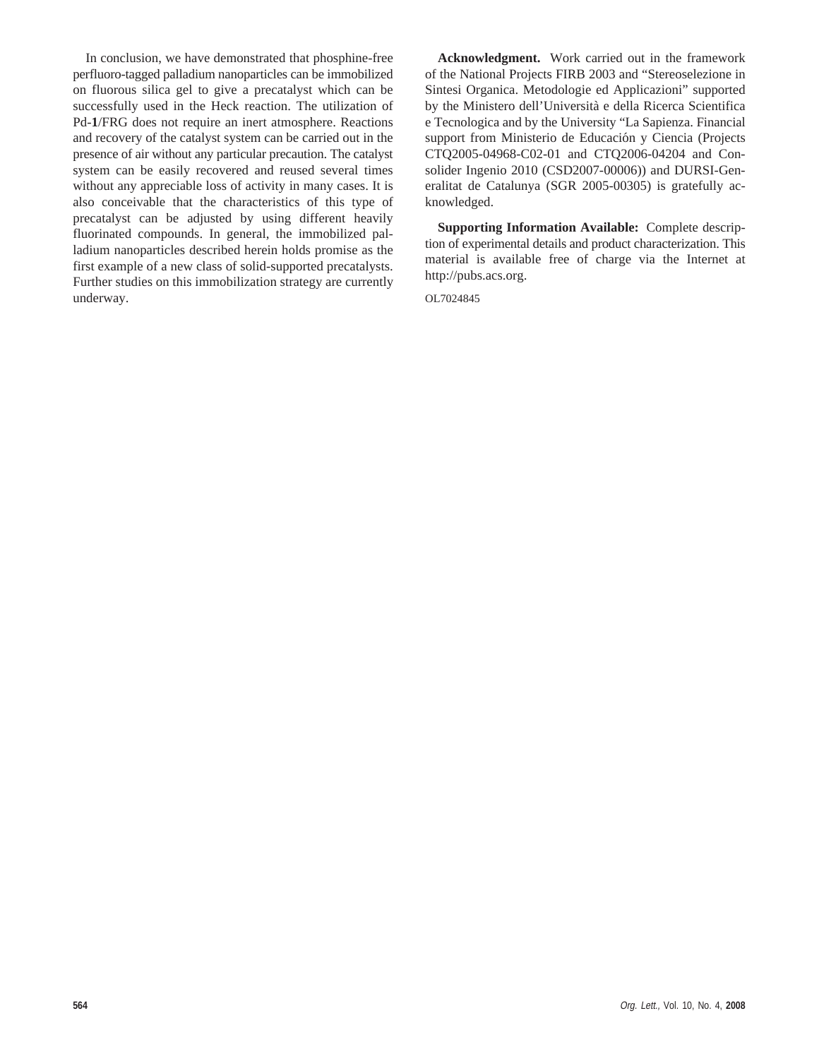In conclusion, we have demonstrated that phosphine-free perfluoro-tagged palladium nanoparticles can be immobilized on fluorous silica gel to give a precatalyst which can be successfully used in the Heck reaction. The utilization of Pd-**1**/FRG does not require an inert atmosphere. Reactions and recovery of the catalyst system can be carried out in the presence of air without any particular precaution. The catalyst system can be easily recovered and reused several times without any appreciable loss of activity in many cases. It is also conceivable that the characteristics of this type of precatalyst can be adjusted by using different heavily fluorinated compounds. In general, the immobilized palladium nanoparticles described herein holds promise as the first example of a new class of solid-supported precatalysts. Further studies on this immobilization strategy are currently underway.

**Acknowledgment.** Work carried out in the framework of the National Projects FIRB 2003 and "Stereoselezione in Sintesi Organica. Metodologie ed Applicazioni" supported by the Ministero dell'Università e della Ricerca Scientifica e Tecnologica and by the University "La Sapienza. Financial support from Ministerio de Educación y Ciencia (Projects CTQ2005-04968-C02-01 and CTQ2006-04204 and Consolider Ingenio 2010 (CSD2007-00006)) and DURSI-Generalitat de Catalunya (SGR 2005-00305) is gratefully acknowledged.

**Supporting Information Available:** Complete description of experimental details and product characterization. This material is available free of charge via the Internet at http://pubs.acs.org.

OL7024845